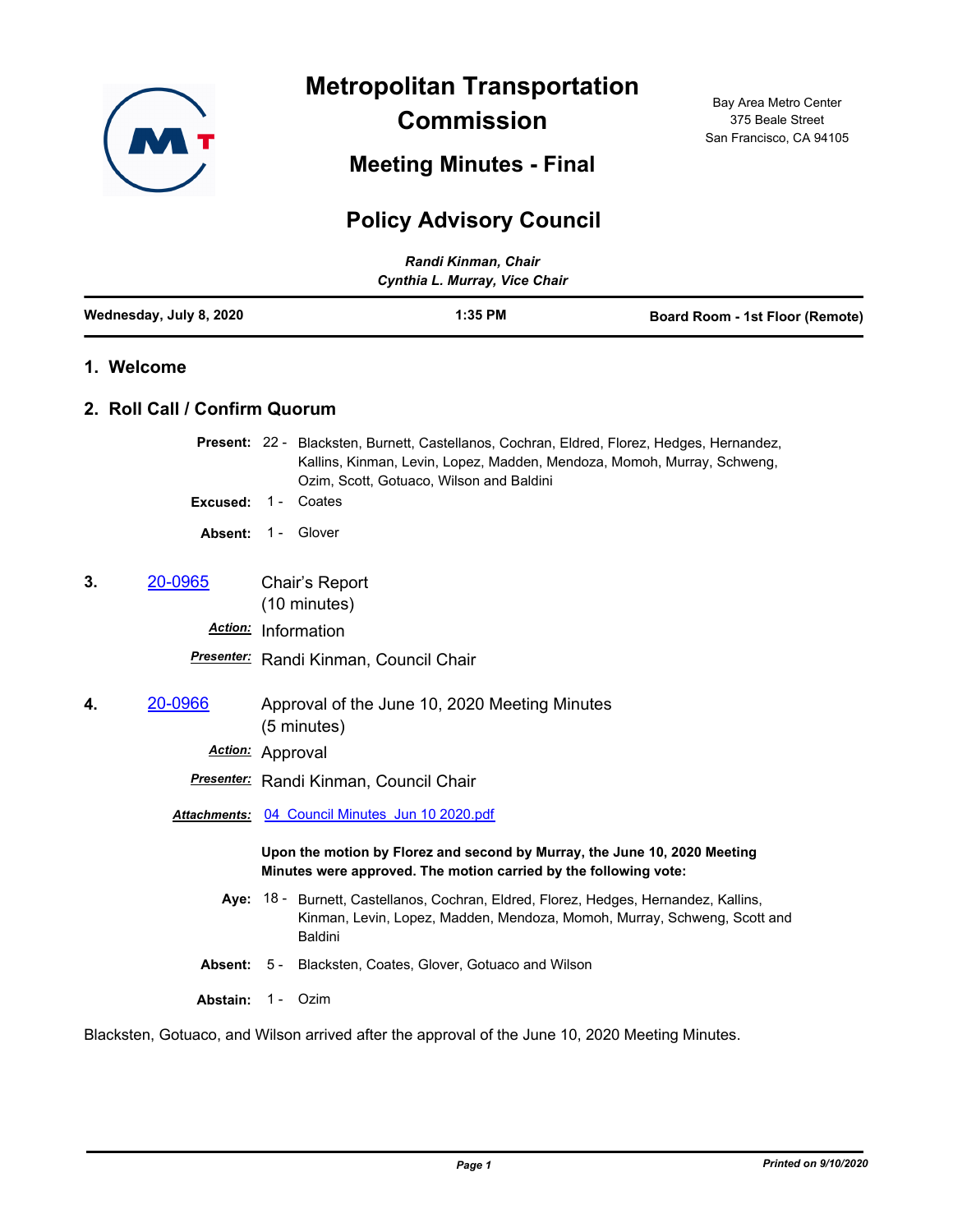# Metropolitan Transportation Commission

Bay Area Metro Center
375 Beale Street
San Francisco, CA 94105

## Meeting Minutes - Final

## Policy Advisory Council

*Randi Kinman, Chair*
*Cynthia L. Murray, Vice Chair*

**Wednesday, July 8, 2020** | **1:35 PM** | **Board Room - 1st Floor (Remote)**

### 1. Welcome

### 2. Roll Call / Confirm Quorum

**Present:** 22 - Blacksten, Burnett, Castellanos, Cochran, Eldred, Florez, Hedges, Hernandez, Kallins, Kinman, Levin, Lopez, Madden, Mendoza, Momoh, Murray, Schweng, Ozim, Scott, Gotuaco, Wilson and Baldini

**Excused:** 1 - Coates

**Absent:** 1 - Glover

**3.** 20-0965 Chair's Report
(10 minutes)

***Action:*** Information

***Presenter:*** Randi Kinman, Council Chair

**4.** 20-0966 Approval of the June 10, 2020 Meeting Minutes
(5 minutes)

***Action:*** Approval

***Presenter:*** Randi Kinman, Council Chair

***Attachments:*** 04_Council Minutes_Jun 10 2020.pdf

**Upon the motion by Florez and second by Murray, the June 10, 2020 Meeting Minutes were approved. The motion carried by the following vote:**

**Aye:** 18 - Burnett, Castellanos, Cochran, Eldred, Florez, Hedges, Hernandez, Kallins, Kinman, Levin, Lopez, Madden, Mendoza, Momoh, Murray, Schweng, Scott and Baldini

**Absent:** 5 - Blacksten, Coates, Glover, Gotuaco and Wilson

**Abstain:** 1 - Ozim

Blacksten, Gotuaco, and Wilson arrived after the approval of the June 10, 2020 Meeting Minutes.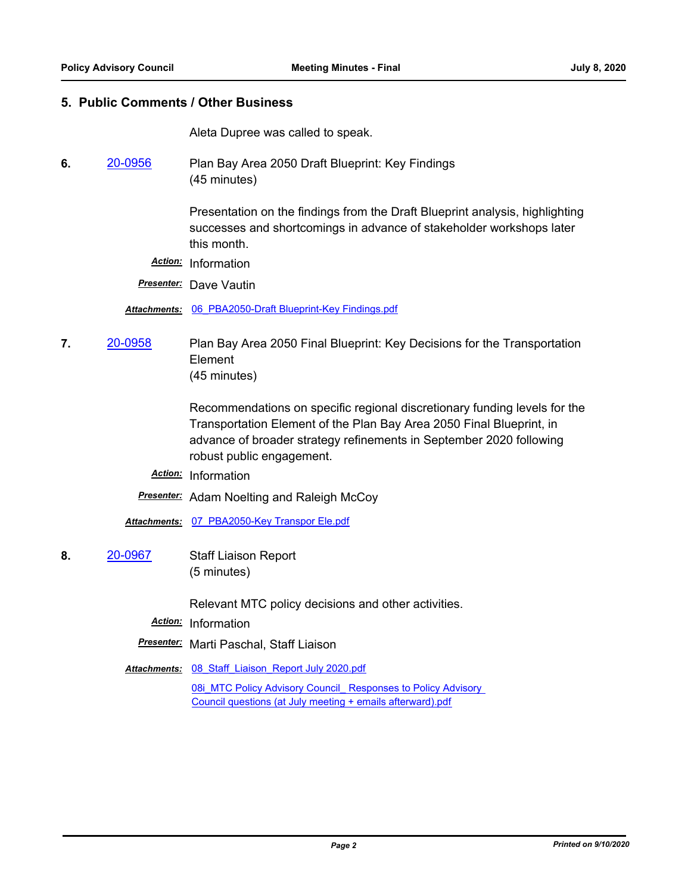## 5. Public Comments / Other Business

Aleta Dupree was called to speak.

**6.** 20-0956 Plan Bay Area 2050 Draft Blueprint: Key Findings
(45 minutes)

Presentation on the findings from the Draft Blueprint analysis, highlighting successes and shortcomings in advance of stakeholder workshops later this month.

***Action:*** Information

***Presenter:*** Dave Vautin

***Attachments:*** 06_PBA2050-Draft Blueprint-Key Findings.pdf

**7.** 20-0958 Plan Bay Area 2050 Final Blueprint: Key Decisions for the Transportation Element
(45 minutes)

Recommendations on specific regional discretionary funding levels for the Transportation Element of the Plan Bay Area 2050 Final Blueprint, in advance of broader strategy refinements in September 2020 following robust public engagement.

***Action:*** Information

***Presenter:*** Adam Noelting and Raleigh McCoy

***Attachments:*** 07_PBA2050-Key Transpor Ele.pdf

**8.** 20-0967 Staff Liaison Report
(5 minutes)

Relevant MTC policy decisions and other activities.

***Action:*** Information

***Presenter:*** Marti Paschal, Staff Liaison

***Attachments:*** 08_Staff_Liaison_Report July 2020.pdf

08i_MTC Policy Advisory Council_ Responses to Policy Advisory Council questions (at July meeting + emails afterward).pdf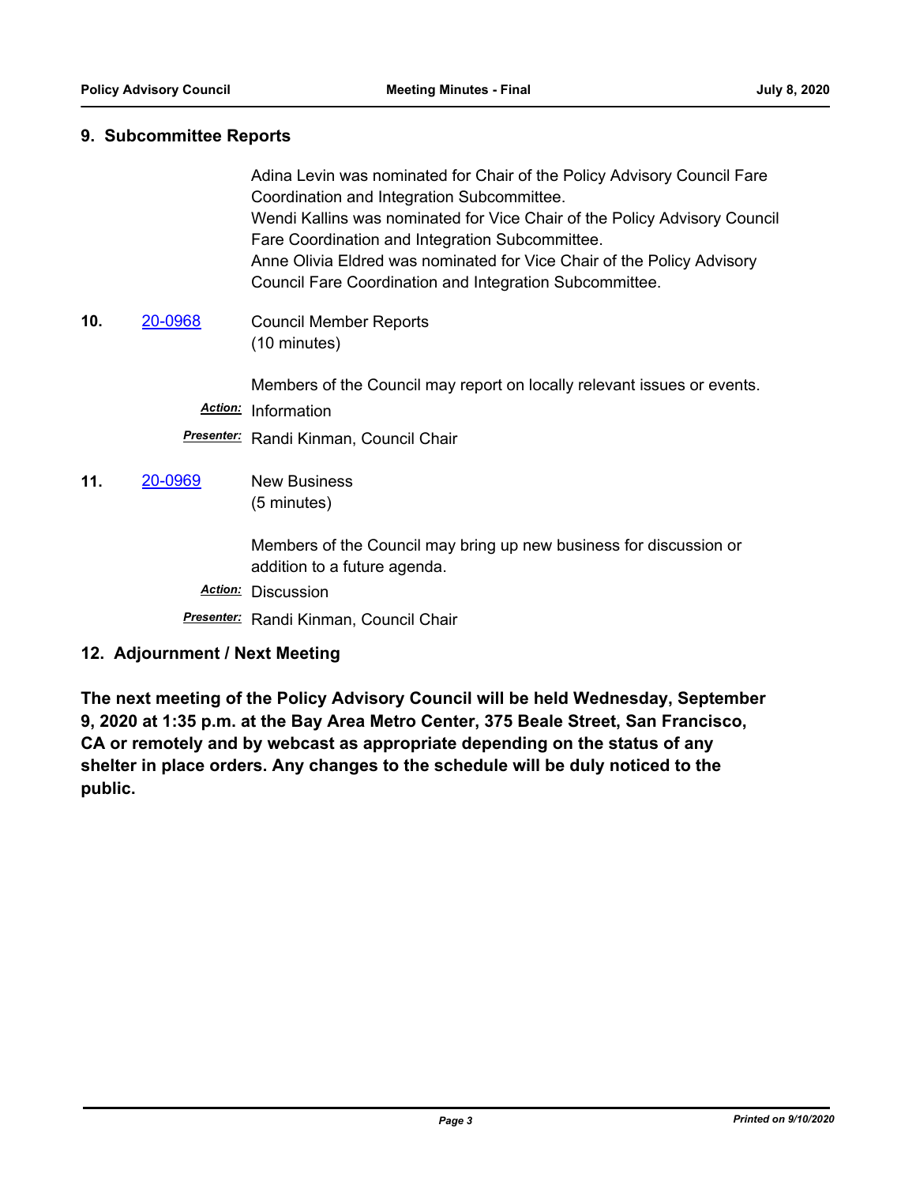## 9. Subcommittee Reports

Adina Levin was nominated for Chair of the Policy Advisory Council Fare Coordination and Integration Subcommittee.
Wendi Kallins was nominated for Vice Chair of the Policy Advisory Council Fare Coordination and Integration Subcommittee.
Anne Olivia Eldred was nominated for Vice Chair of the Policy Advisory Council Fare Coordination and Integration Subcommittee.

**10.** 20-0968 Council Member Reports
(10 minutes)

Members of the Council may report on locally relevant issues or events.

***Action:*** Information

***Presenter:*** Randi Kinman, Council Chair

**11.** 20-0969 New Business
(5 minutes)

Members of the Council may bring up new business for discussion or addition to a future agenda.

***Action:*** Discussion

***Presenter:*** Randi Kinman, Council Chair

## 12. Adjournment / Next Meeting

**The next meeting of the Policy Advisory Council will be held Wednesday, September 9, 2020 at 1:35 p.m. at the Bay Area Metro Center, 375 Beale Street, San Francisco, CA or remotely and by webcast as appropriate depending on the status of any shelter in place orders. Any changes to the schedule will be duly noticed to the public.**